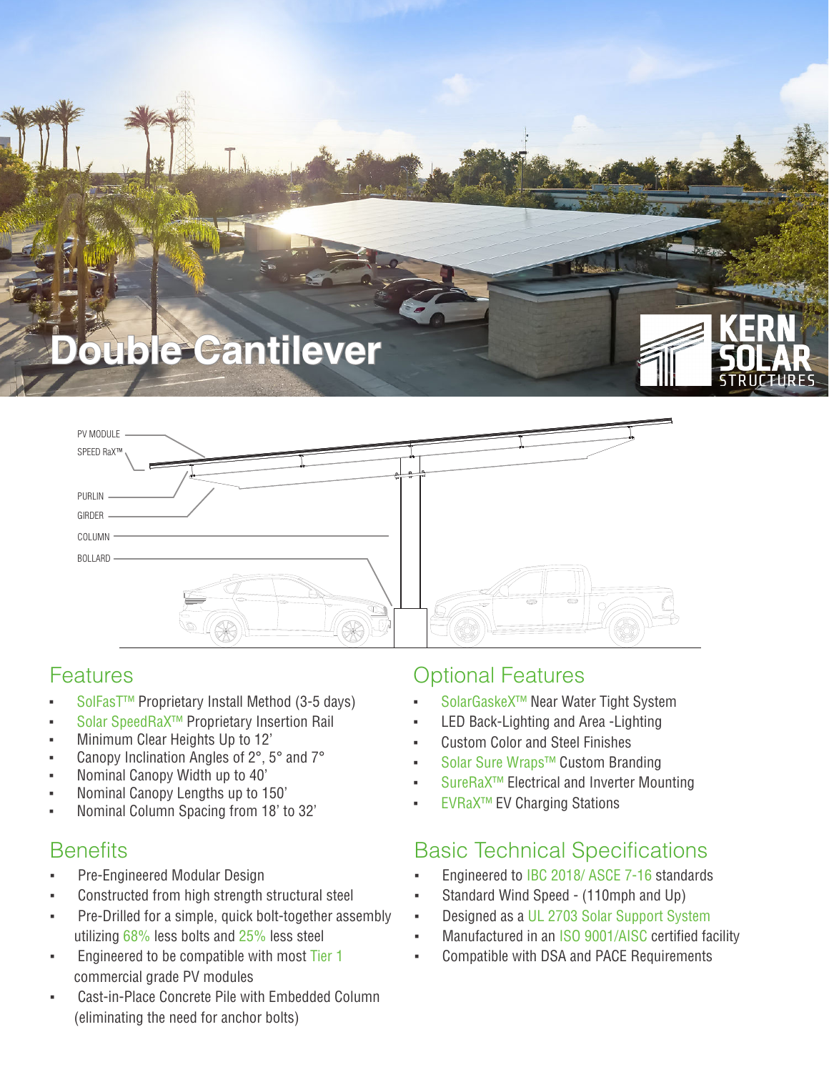# Double Cantilever

KERN SOLAR STRUCTURES

PV MODULE
SPEED RaX™
PURLIN
GIRDER
COLUMN
BOLLARD

## Features

- SolFasT™ Proprietary Install Method (3-5 days)
- Solar SpeedRaX™ Proprietary Insertion Rail
- Minimum Clear Heights Up to 12'
- Canopy Inclination Angles of 2°, 5° and 7°
- Nominal Canopy Width up to 40'
- Nominal Canopy Lengths up to 150'
- Nominal Column Spacing from 18' to 32'

## Benefits

- Pre-Engineered Modular Design
- Constructed from high strength structural steel
- Pre-Drilled for a simple, quick bolt-together assembly utilizing 68% less bolts and 25% less steel
- Engineered to be compatible with most Tier 1 commercial grade PV modules
- Cast-in-Place Concrete Pile with Embedded Column (eliminating the need for anchor bolts)

## Optional Features

- SolarGaskeX™ Near Water Tight System
- LED Back-Lighting and Area -Lighting
- Custom Color and Steel Finishes
- Solar Sure Wraps™ Custom Branding
- SureRaX™ Electrical and Inverter Mounting
- EVRaX™ EV Charging Stations

## Basic Technical Specifications

- Engineered to IBC 2018/ ASCE 7-16 standards
- Standard Wind Speed - (110mph and Up)
- Designed as a UL 2703 Solar Support System
- Manufactured in an ISO 9001/AISC certified facility
- Compatible with DSA and PACE Requirements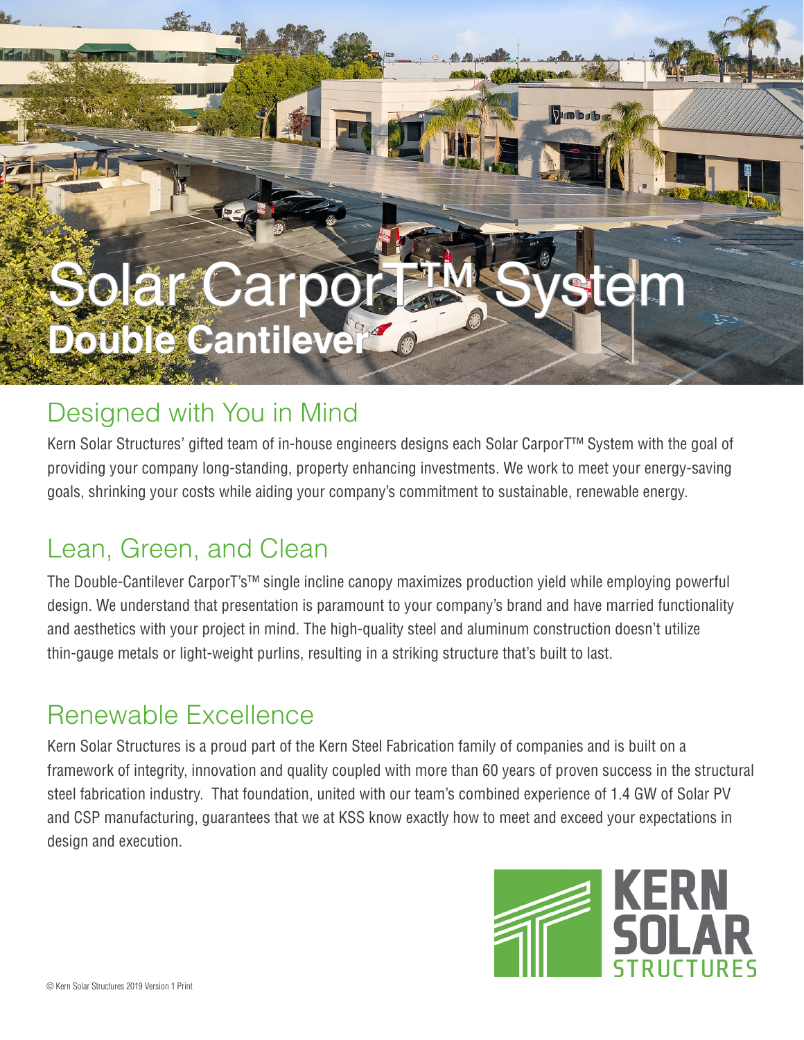# Solar CarporT™ System

## Double Cantilever

## Designed with You in Mind

Kern Solar Structures' gifted team of in-house engineers designs each Solar CarporT™ System with the goal of providing your company long-standing, property enhancing investments. We work to meet your energy-saving goals, shrinking your costs while aiding your company's commitment to sustainable, renewable energy.

## Lean, Green, and Clean

The Double-Cantilever CarporT's™ single incline canopy maximizes production yield while employing powerful design. We understand that presentation is paramount to your company's brand and have married functionality and aesthetics with your project in mind. The high-quality steel and aluminum construction doesn't utilize thin-gauge metals or light-weight purlins, resulting in a striking structure that's built to last.

## Renewable Excellence

Kern Solar Structures is a proud part of the Kern Steel Fabrication family of companies and is built on a framework of integrity, innovation and quality coupled with more than 60 years of proven success in the structural steel fabrication industry. That foundation, united with our team's combined experience of 1.4 GW of Solar PV and CSP manufacturing, guarantees that we at KSS know exactly how to meet and exceed your expectations in design and execution.

KERN SOLAR STRUCTURES

© Kern Solar Structures 2019 Version 1 Print